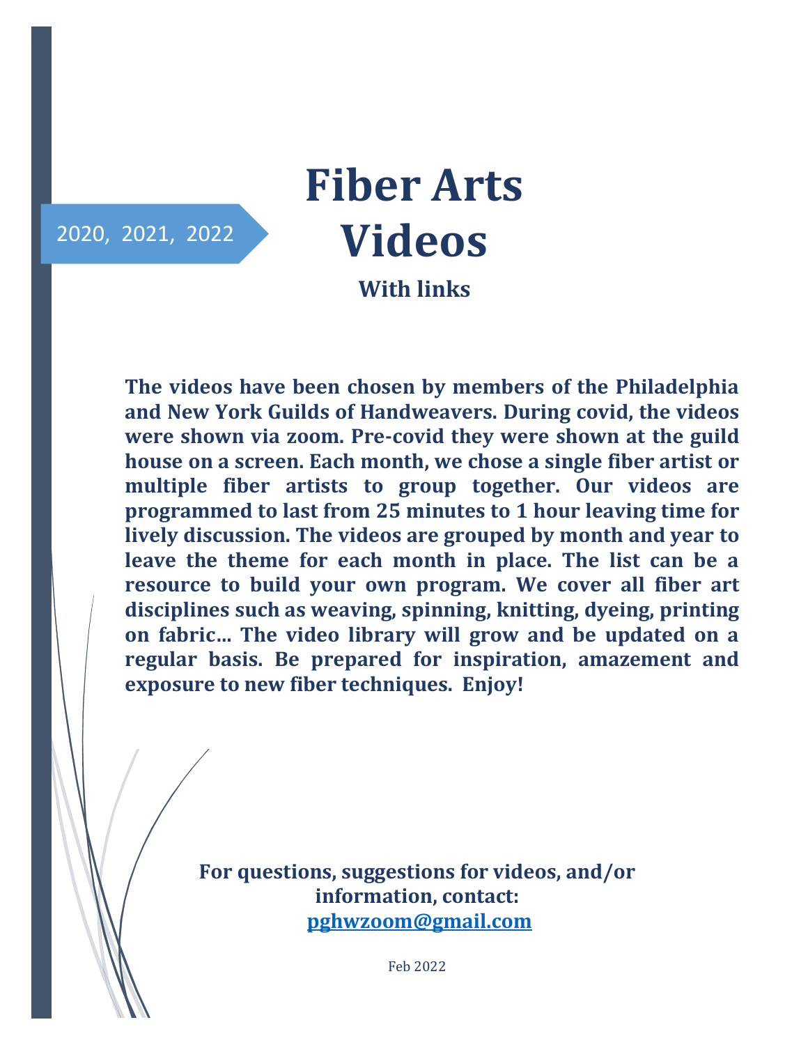2020, 2021, 2022

# Fiber Arts Videos

### With links

**The videos have been chosen by members of the Philadelphia and New York Guilds of Handweavers. During covid, the videos were shown via zoom. Pre-covid they were shown at the guild house on a screen. Each month, we chose a single fiber artist or multiple fiber artists to group together. Our videos are programmed to last from 25 minutes to 1 hour leaving time for lively discussion. The videos are grouped by month and year to leave the theme for each month in place. The list can be a resource to build your own program. We cover all fiber art disciplines such as weaving, spinning, knitting, dyeing, printing on fabric… The video library will grow and be updated on a regular basis. Be prepared for inspiration, amazement and exposure to new fiber techniques. Enjoy!**

**For questions, suggestions for videos, and/or information, contact:**
**[pghwzoom@gmail.com](mailto:pghwzoom@gmail.com)**

Feb 2022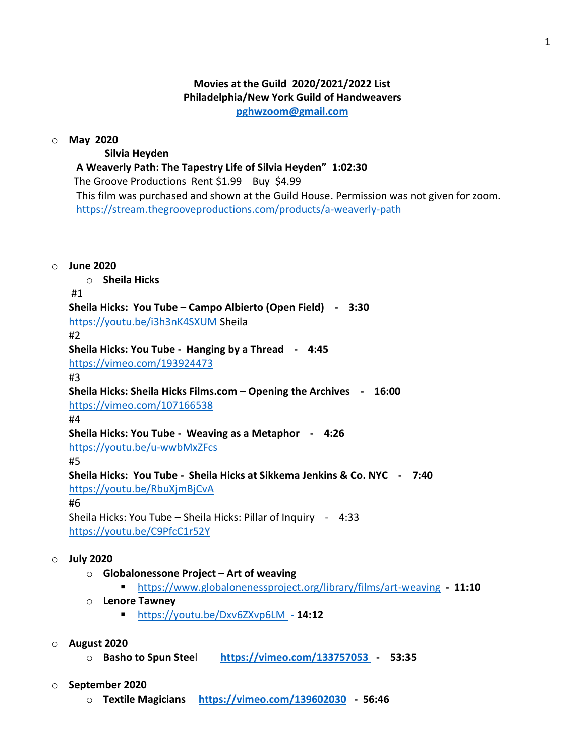**Movies at the Guild 2020/2021/2022 List**
**Philadelphia/New York Guild of Handweavers**
**pghwzoom@gmail.com**

- **May 2020**

  **Silvia Heyden**

  **A Weaverly Path: The Tapestry Life of Silvia Heyden" 1:02:30**

  The Groove Productions Rent $1.99 Buy $4.99

  This film was purchased and shown at the Guild House. Permission was not given for zoom.

  https://stream.thegrooveproductions.com/products/a-weaverly-path

- **June 2020**
  - **Sheila Hicks**

  #1

  **Sheila Hicks: You Tube – Campo Albierto (Open Field) - 3:30**

  https://youtu.be/i3h3nK4SXUM Sheila

  #2

  **Sheila Hicks: You Tube - Hanging by a Thread - 4:45**

  https://vimeo.com/193924473

  #3

  **Sheila Hicks: Sheila Hicks Films.com – Opening the Archives - 16:00**

  https://vimeo.com/107166538

  #4

  **Sheila Hicks: You Tube - Weaving as a Metaphor - 4:26**

  https://youtu.be/u-wwbMxZFcs

  #5

  **Sheila Hicks: You Tube - Sheila Hicks at Sikkema Jenkins & Co. NYC - 7:40**

  https://youtu.be/RbuXjmBjCvA

  #6

  Sheila Hicks: You Tube – Sheila Hicks: Pillar of Inquiry - 4:33

  https://youtu.be/C9PfcC1r52Y

- **July 2020**
  - **Globalonessone Project – Art of weaving**
    - https://www.globalonenessproject.org/library/films/art-weaving **- 11:10**
  - **Lenore Tawney**
    - https://youtu.be/Dxv6ZXvp6LM - **14:12**

- **August 2020**
  - **Basho to Spun Steel** **https://vimeo.com/133757053 - 53:35**

- **September 2020**
  - **Textile Magicians** **https://vimeo.com/139602030 - 56:46**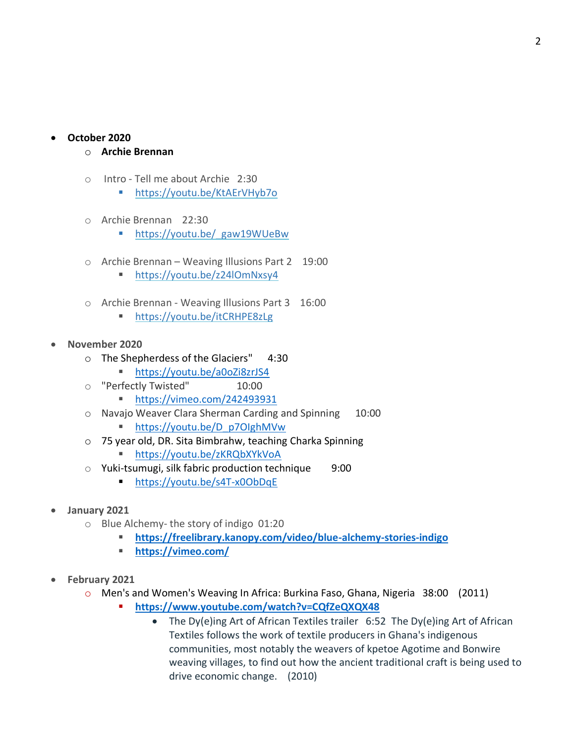- **October 2020**
  - **Archie Brennan**
  - Intro - Tell me about Archie 2:30
    - https://youtu.be/KtAErVHyb7o
  - Archie Brennan 22:30
    - https://youtu.be/_gaw19WUeBw
  - Archie Brennan – Weaving Illusions Part 2 19:00
    - https://youtu.be/z24lOmNxsy4
  - Archie Brennan - Weaving Illusions Part 3 16:00
    - https://youtu.be/itCRHPE8zLg

- **November 2020**
  - The Shepherdess of the Glaciers" 4:30
    - https://youtu.be/a0oZi8zrJS4
  - "Perfectly Twisted" 10:00
    - https://vimeo.com/242493931
  - Navajo Weaver Clara Sherman Carding and Spinning 10:00
    - https://youtu.be/D_p7OlghMVw
  - 75 year old, DR. Sita Bimbrahw, teaching Charka Spinning
    - https://youtu.be/zKRQbXYkVoA
  - Yuki-tsumugi, silk fabric production technique 9:00
    - https://youtu.be/s4T-x0ObDqE

- **January 2021**
  - Blue Alchemy- the story of indigo 01:20
    - **https://freelibrary.kanopy.com/video/blue-alchemy-stories-indigo**
    - **https://vimeo.com/**

- **February 2021**
  - Men's and Women's Weaving In Africa: Burkina Faso, Ghana, Nigeria 38:00 (2011)
    - **https://www.youtube.com/watch?v=CQfZeQXQX48**
      - The Dy(e)ing Art of African Textiles trailer 6:52 The Dy(e)ing Art of African Textiles follows the work of textile producers in Ghana's indigenous communities, most notably the weavers of kpetoe Agotime and Bonwire weaving villages, to find out how the ancient traditional craft is being used to drive economic change. (2010)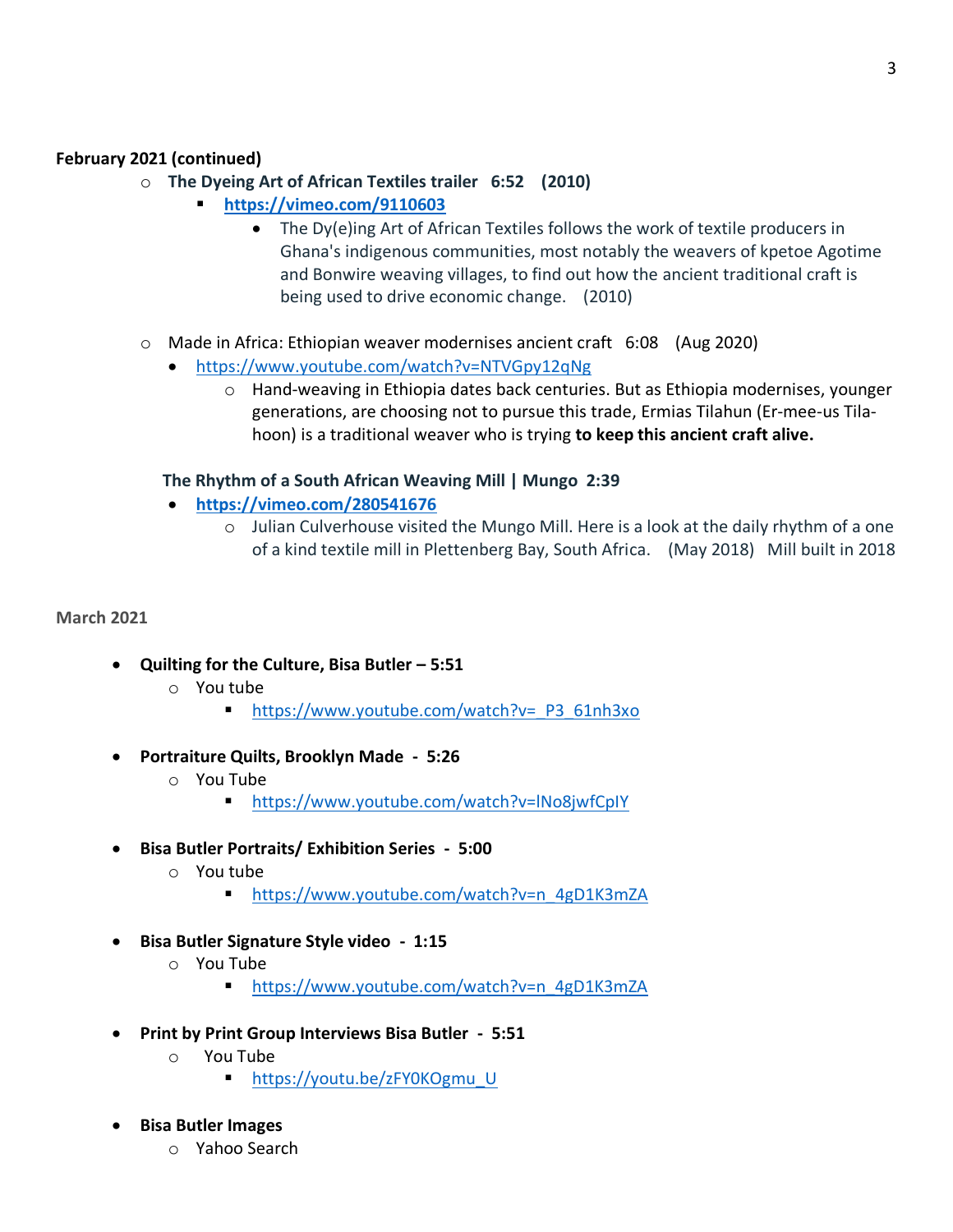**February 2021 (continued)**

- **The Dyeing Art of African Textiles trailer 6:52 (2010)**
  - **https://vimeo.com/9110603**
    - The Dy(e)ing Art of African Textiles follows the work of textile producers in Ghana's indigenous communities, most notably the weavers of kpetoe Agotime and Bonwire weaving villages, to find out how the ancient traditional craft is being used to drive economic change. (2010)

- Made in Africa: Ethiopian weaver modernises ancient craft 6:08 (Aug 2020)
  - https://www.youtube.com/watch?v=NTVGpy12qNg
    - Hand-weaving in Ethiopia dates back centuries. But as Ethiopia modernises, younger generations, are choosing not to pursue this trade, Ermias Tilahun (Er-mee-us Tila-hoon) is a traditional weaver who is trying **to keep this ancient craft alive.**

**The Rhythm of a South African Weaving Mill | Mungo 2:39**

- **https://vimeo.com/280541676**
  - Julian Culverhouse visited the Mungo Mill. Here is a look at the daily rhythm of a one of a kind textile mill in Plettenberg Bay, South Africa. (May 2018) Mill built in 2018

**March 2021**

- **Quilting for the Culture, Bisa Butler – 5:51**
  - You tube
    - https://www.youtube.com/watch?v=_P3_61nh3xo

- **Portraiture Quilts, Brooklyn Made - 5:26**
  - You Tube
    - https://www.youtube.com/watch?v=lNo8jwfCplY

- **Bisa Butler Portraits/ Exhibition Series - 5:00**
  - You tube
    - https://www.youtube.com/watch?v=n_4gD1K3mZA

- **Bisa Butler Signature Style video - 1:15**
  - You Tube
    - https://www.youtube.com/watch?v=n_4gD1K3mZA

- **Print by Print Group Interviews Bisa Butler - 5:51**
  - You Tube
    - https://youtu.be/zFY0KOgmu_U

- **Bisa Butler Images**
  - Yahoo Search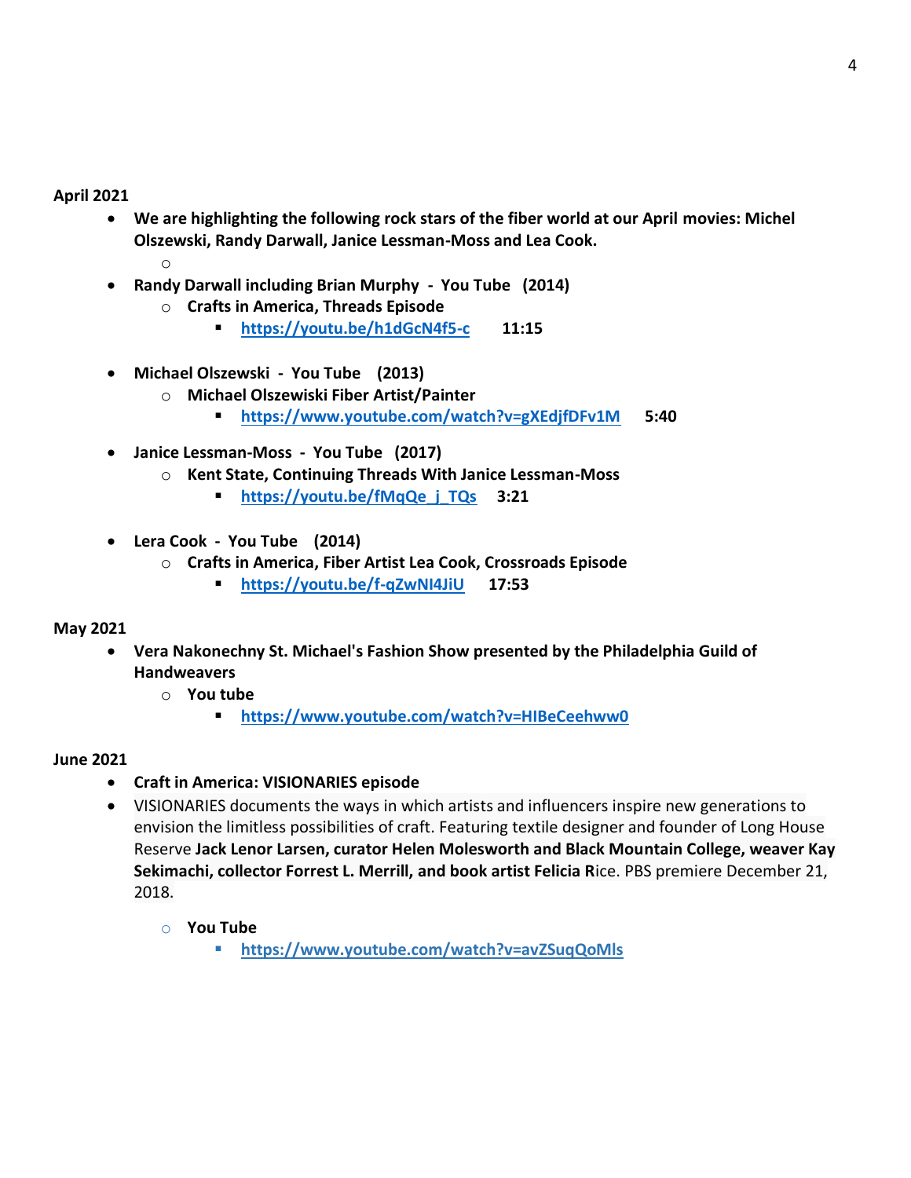**April 2021**

- **We are highlighting the following rock stars of the fiber world at our April movies: Michel Olszewski, Randy Darwall, Janice Lessman-Moss and Lea Cook.**
    - 
- **Randy Darwall including Brian Murphy - You Tube (2014)**
    - **Crafts in America, Threads Episode**
        - **https://youtu.be/h1dGcN4f5-c 11:15**

- **Michael Olszewski - You Tube (2013)**
    - **Michael Olszewiski Fiber Artist/Painter**
        - **https://www.youtube.com/watch?v=gXEdjfDFv1M 5:40**

- **Janice Lessman-Moss - You Tube (2017)**
    - **Kent State, Continuing Threads With Janice Lessman-Moss**
        - **https://youtu.be/fMqQe_j_TQs 3:21**

- **Lera Cook - You Tube (2014)**
    - **Crafts in America, Fiber Artist Lea Cook, Crossroads Episode**
        - **https://youtu.be/f-qZwNI4JiU 17:53**

**May 2021**

- **Vera Nakonechny St. Michael's Fashion Show presented by the Philadelphia Guild of Handweavers**
    - **You tube**
        - **https://www.youtube.com/watch?v=HIBeCeehww0**

**June 2021**

- **Craft in America: VISIONARIES episode**
- VISIONARIES documents the ways in which artists and influencers inspire new generations to envision the limitless possibilities of craft. Featuring textile designer and founder of Long House Reserve **Jack Lenor Larsen, curator Helen Molesworth and Black Mountain College, weaver Kay Sekimachi, collector Forrest L. Merrill, and book artist Felicia R**ice. PBS premiere December 21, 2018.

    - **You Tube**
        - **https://www.youtube.com/watch?v=avZSuqQoMls**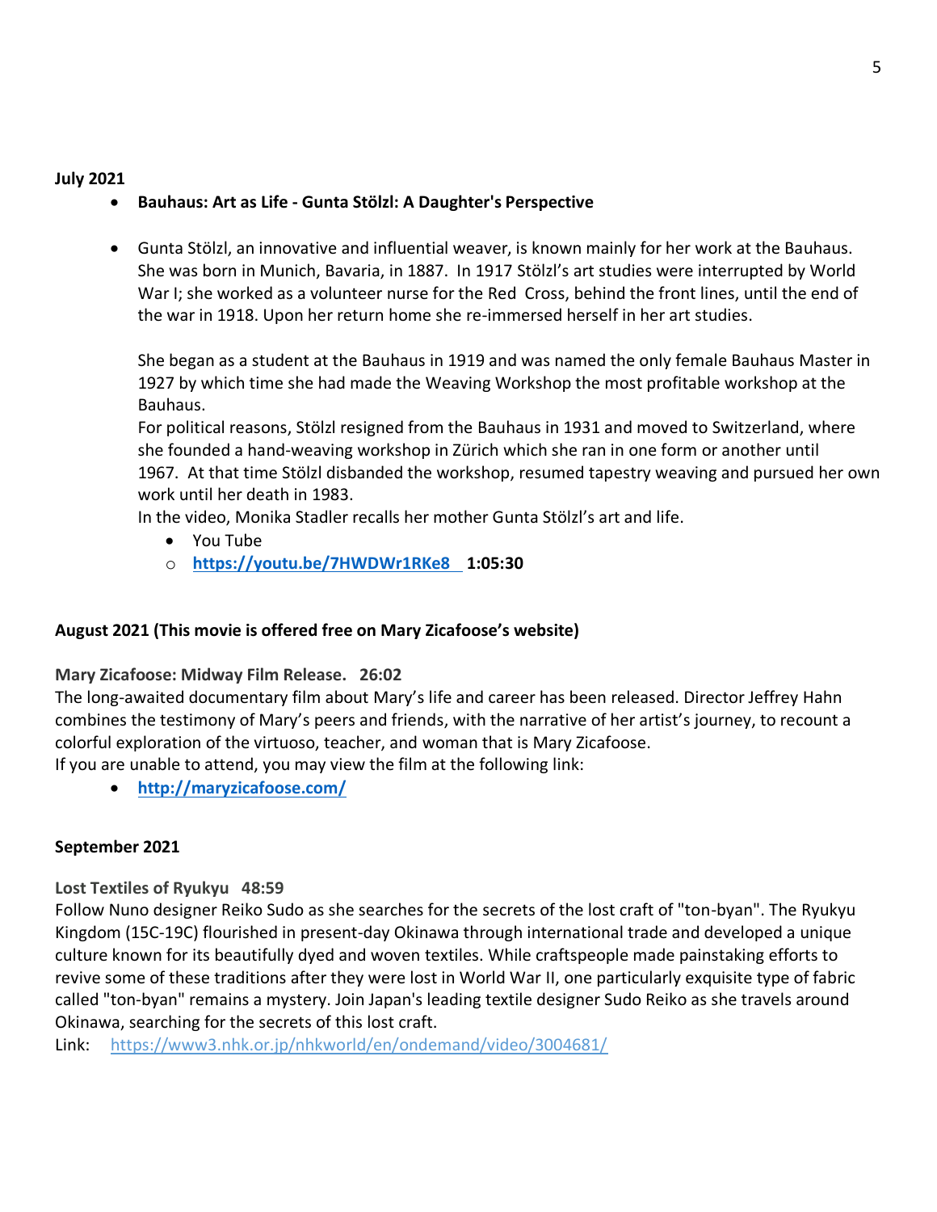**July 2021**

- **Bauhaus: Art as Life - Gunta Stölzl: A Daughter's Perspective**

- Gunta Stölzl, an innovative and influential weaver, is known mainly for her work at the Bauhaus. She was born in Munich, Bavaria, in 1887. In 1917 Stölzl's art studies were interrupted by World War I; she worked as a volunteer nurse for the Red Cross, behind the front lines, until the end of the war in 1918. Upon her return home she re-immersed herself in her art studies.

  She began as a student at the Bauhaus in 1919 and was named the only female Bauhaus Master in 1927 by which time she had made the Weaving Workshop the most profitable workshop at the Bauhaus.
  For political reasons, Stölzl resigned from the Bauhaus in 1931 and moved to Switzerland, where she founded a hand-weaving workshop in Zürich which she ran in one form or another until 1967. At that time Stölzl disbanded the workshop, resumed tapestry weaving and pursued her own work until her death in 1983.
  In the video, Monika Stadler recalls her mother Gunta Stölzl's art and life.
  - You Tube
    - **https://youtu.be/7HWDWr1RKe8** **1:05:30**

**August 2021 (This movie is offered free on Mary Zicafoose's website)**

**Mary Zicafoose: Midway Film Release. 26:02**
The long-awaited documentary film about Mary's life and career has been released. Director Jeffrey Hahn combines the testimony of Mary's peers and friends, with the narrative of her artist's journey, to recount a colorful exploration of the virtuoso, teacher, and woman that is Mary Zicafoose.
If you are unable to attend, you may view the film at the following link:

- **http://maryzicafoose.com/**

**September 2021**

**Lost Textiles of Ryukyu 48:59**
Follow Nuno designer Reiko Sudo as she searches for the secrets of the lost craft of "ton-byan". The Ryukyu Kingdom (15C-19C) flourished in present-day Okinawa through international trade and developed a unique culture known for its beautifully dyed and woven textiles. While craftspeople made painstaking efforts to revive some of these traditions after they were lost in World War II, one particularly exquisite type of fabric called "ton-byan" remains a mystery. Join Japan's leading textile designer Sudo Reiko as she travels around Okinawa, searching for the secrets of this lost craft.
Link: https://www3.nhk.or.jp/nhkworld/en/ondemand/video/3004681/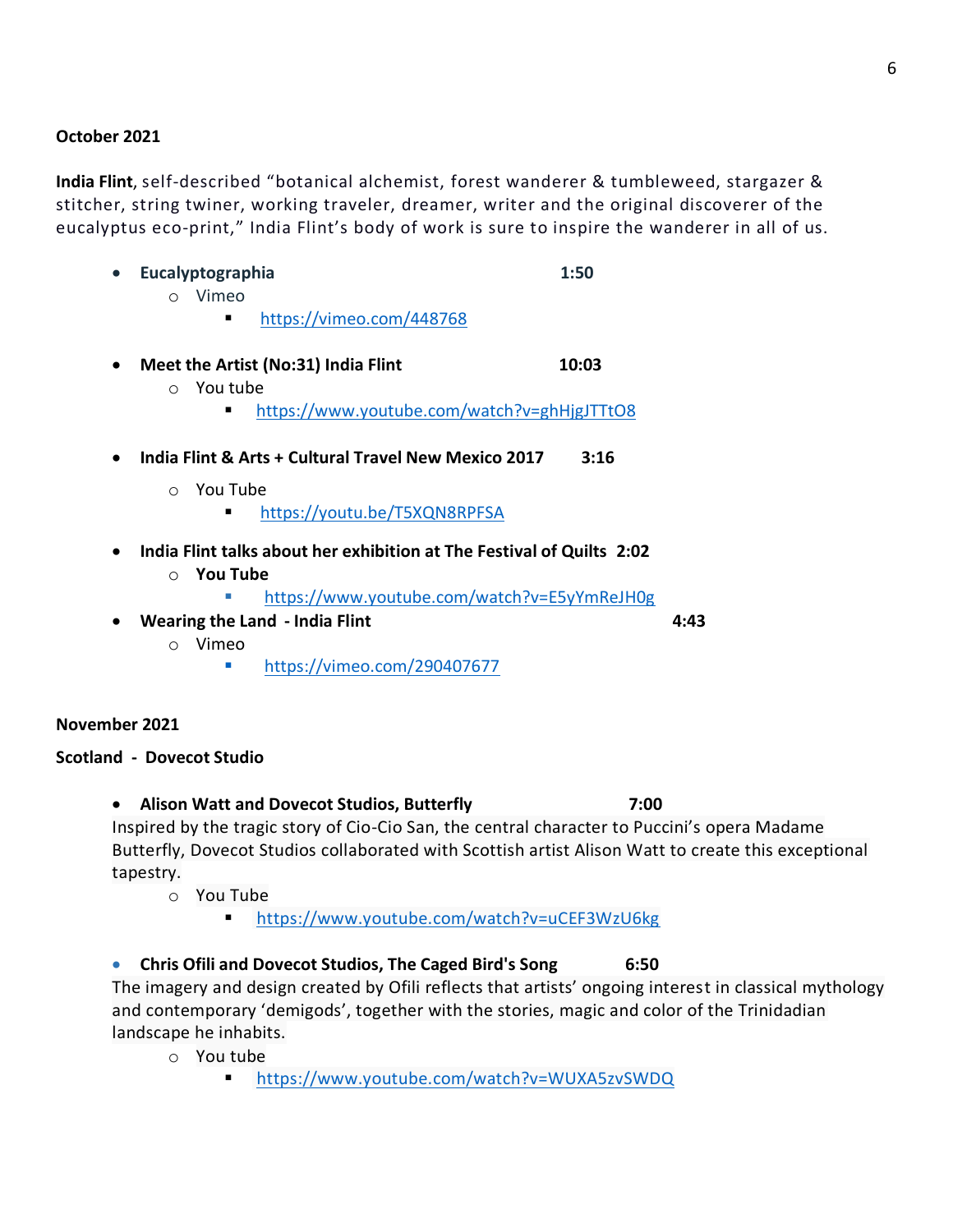**October 2021**

**India Flint**, self-described "botanical alchemist, forest wanderer & tumbleweed, stargazer & stitcher, string twiner, working traveler, dreamer, writer and the original discoverer of the eucalyptus eco-print," India Flint's body of work is sure to inspire the wanderer in all of us.

- **Eucalyptographia** **1:50**
  - Vimeo
    - https://vimeo.com/448768
- **Meet the Artist (No:31) India Flint** **10:03**
  - You tube
    - https://www.youtube.com/watch?v=ghHjgJTTtO8
- **India Flint & Arts + Cultural Travel New Mexico 2017** **3:16**
  - You Tube
    - https://youtu.be/T5XQN8RPFSA
- **India Flint talks about her exhibition at The Festival of Quilts** **2:02**
  - **You Tube**
    - https://www.youtube.com/watch?v=E5yYmReJH0g
- **Wearing the Land - India Flint** **4:43**
  - Vimeo
    - https://vimeo.com/290407677

**November 2021**

**Scotland - Dovecot Studio**

- **Alison Watt and Dovecot Studios, Butterfly** **7:00**

  Inspired by the tragic story of Cio-Cio San, the central character to Puccini's opera Madame Butterfly, Dovecot Studios collaborated with Scottish artist Alison Watt to create this exceptional tapestry.
  - You Tube
    - https://www.youtube.com/watch?v=uCEF3WzU6kg
- **Chris Ofili and Dovecot Studios, The Caged Bird's Song** **6:50**

  The imagery and design created by Ofili reflects that artists' ongoing interest in classical mythology and contemporary 'demigods', together with the stories, magic and color of the Trinidadian landscape he inhabits.
  - You tube
    - https://www.youtube.com/watch?v=WUXA5zvSWDQ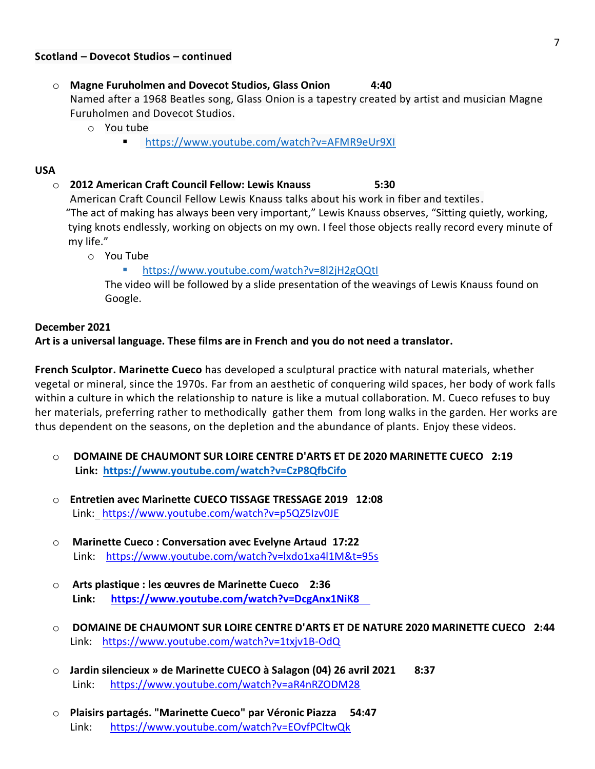**Scotland – Dovecot Studios – continued**

- **Magne Furuholmen and Dovecot Studios, Glass Onion 4:40**
  Named after a 1968 Beatles song, Glass Onion is a tapestry created by artist and musician Magne Furuholmen and Dovecot Studios.
  - You tube
    - https://www.youtube.com/watch?v=AFMR9eUr9XI

**USA**

- **2012 American Craft Council Fellow: Lewis Knauss 5:30**
  American Craft Council Fellow Lewis Knauss talks about his work in fiber and textiles.
  "The act of making has always been very important," Lewis Knauss observes, "Sitting quietly, working, tying knots endlessly, working on objects on my own. I feel those objects really record every minute of my life."
  - You Tube
    - https://www.youtube.com/watch?v=8l2jH2gQQtI

    The video will be followed by a slide presentation of the weavings of Lewis Knauss found on Google.

**December 2021**
**Art is a universal language. These films are in French and you do not need a translator.**

**French Sculptor. Marinette Cueco** has developed a sculptural practice with natural materials, whether vegetal or mineral, since the 1970s. Far from an aesthetic of conquering wild spaces, her body of work falls within a culture in which the relationship to nature is like a mutual collaboration. M. Cueco refuses to buy her materials, preferring rather to methodically gather them from long walks in the garden. Her works are thus dependent on the seasons, on the depletion and the abundance of plants. Enjoy these videos.

- **DOMAINE DE CHAUMONT SUR LOIRE CENTRE D'ARTS ET DE 2020 MARINETTE CUECO 2:19**
  **Link: https://www.youtube.com/watch?v=CzP8QfbCifo**

- **Entretien avec Marinette CUECO TISSAGE TRESSAGE 2019 12:08**
  Link: https://www.youtube.com/watch?v=p5QZ5Izv0JE

- **Marinette Cueco : Conversation avec Evelyne Artaud 17:22**
  Link: https://www.youtube.com/watch?v=lxdo1xa4l1M&t=95s

- **Arts plastique : les œuvres de Marinette Cueco 2:36**
  **Link: https://www.youtube.com/watch?v=DcgAnx1NiK8**

- **DOMAINE DE CHAUMONT SUR LOIRE CENTRE D'ARTS ET DE NATURE 2020 MARINETTE CUECO 2:44**
  Link: https://www.youtube.com/watch?v=1txjv1B-OdQ

- **Jardin silencieux » de Marinette CUECO à Salagon (04) 26 avril 2021 8:37**
  Link: https://www.youtube.com/watch?v=aR4nRZODM28

- **Plaisirs partagés. "Marinette Cueco" par Véronic Piazza 54:47**
  Link: https://www.youtube.com/watch?v=EOvfPCltwQk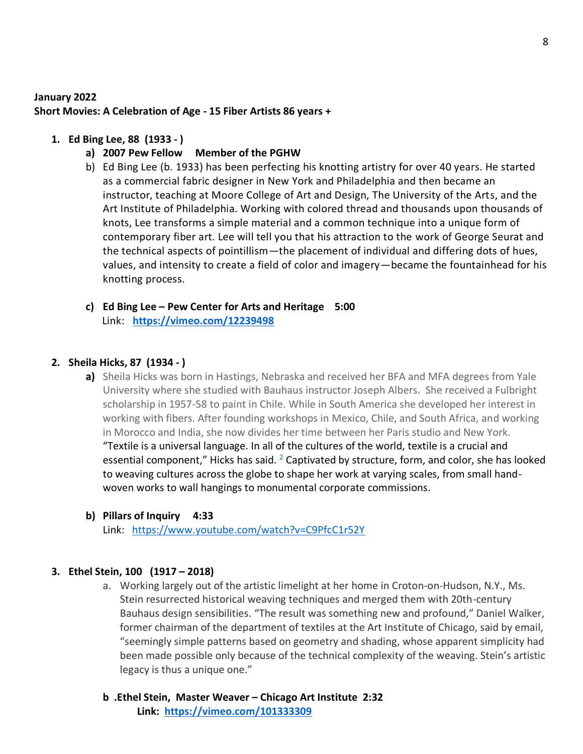**January 2022**
**Short Movies: A Celebration of Age - 15 Fiber Artists 86 years +**

1. **Ed Bing Lee, 88 (1933 - )**
   a) **2007 Pew Fellow    Member of the PGHW**
   b) Ed Bing Lee (b. 1933) has been perfecting his knotting artistry for over 40 years. He started as a commercial fabric designer in New York and Philadelphia and then became an instructor, teaching at Moore College of Art and Design, The University of the Arts, and the Art Institute of Philadelphia. Working with colored thread and thousands upon thousands of knots, Lee transforms a simple material and a common technique into a unique form of contemporary fiber art. Lee will tell you that his attraction to the work of George Seurat and the technical aspects of pointillism—the placement of individual and differing dots of hues, values, and intensity to create a field of color and imagery—became the fountainhead for his knotting process.
   c) **Ed Bing Lee – Pew Center for Arts and Heritage    5:00**
      Link: **https://vimeo.com/12239498**

2. **Sheila Hicks, 87 (1934 - )**
   a) Sheila Hicks was born in Hastings, Nebraska and received her BFA and MFA degrees from Yale University where she studied with Bauhaus instructor Joseph Albers. She received a Fulbright scholarship in 1957-58 to paint in Chile. While in South America she developed her interest in working with fibers. After founding workshops in Mexico, Chile, and South Africa, and working in Morocco and India, she now divides her time between her Paris studio and New York. "Textile is a universal language. In all of the cultures of the world, textile is a crucial and essential component," Hicks has said. [2] Captivated by structure, form, and color, she has looked to weaving cultures across the globe to shape her work at varying scales, from small hand-woven works to wall hangings to monumental corporate commissions.
   b) **Pillars of Inquiry    4:33**
      Link: https://www.youtube.com/watch?v=C9PfcC1r52Y

3. **Ethel Stein, 100 (1917 – 2018)**
   a. Working largely out of the artistic limelight at her home in Croton-on-Hudson, N.Y., Ms. Stein resurrected historical weaving techniques and merged them with 20th-century Bauhaus design sensibilities. "The result was something new and profound," Daniel Walker, former chairman of the department of textiles at the Art Institute of Chicago, said by email, "seemingly simple patterns based on geometry and shading, whose apparent simplicity had been made possible only because of the technical complexity of the weaving. Stein's artistic legacy is thus a unique one."
   
   **b .Ethel Stein, Master Weaver – Chicago Art Institute 2:32**
   **Link: https://vimeo.com/101333309**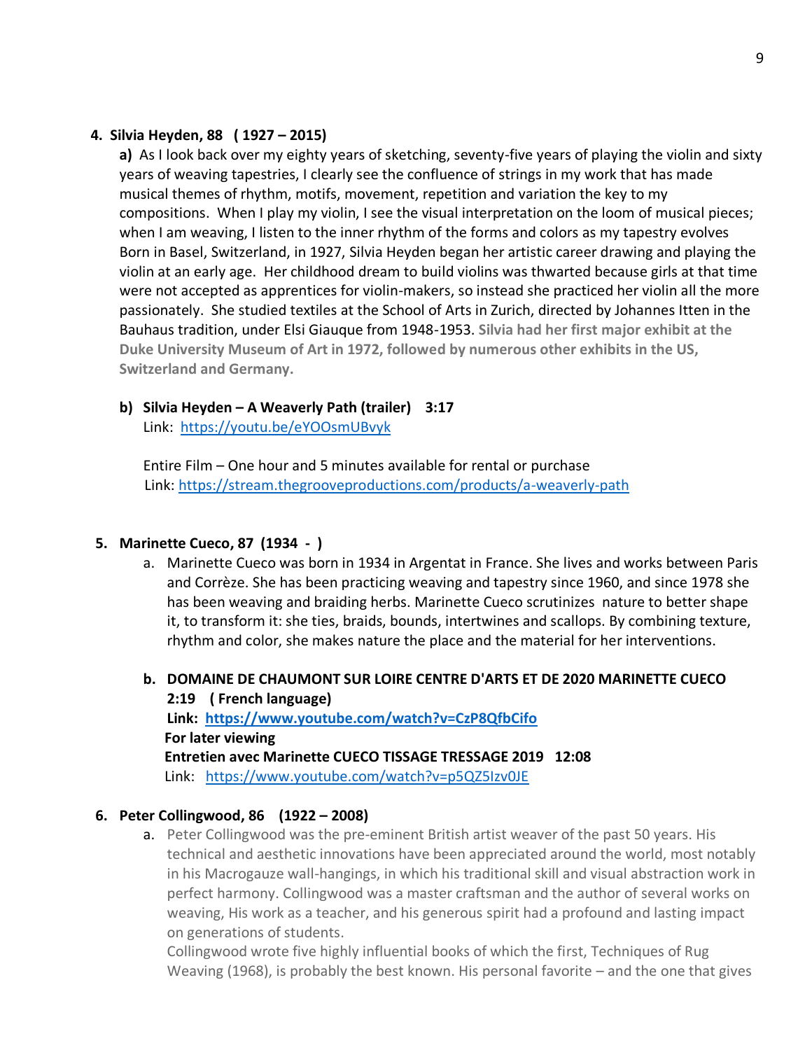**4. Silvia Heyden, 88 ( 1927 – 2015)**

**a)** As I look back over my eighty years of sketching, seventy-five years of playing the violin and sixty years of weaving tapestries, I clearly see the confluence of strings in my work that has made musical themes of rhythm, motifs, movement, repetition and variation the key to my compositions. When I play my violin, I see the visual interpretation on the loom of musical pieces; when I am weaving, I listen to the inner rhythm of the forms and colors as my tapestry evolves Born in Basel, Switzerland, in 1927, Silvia Heyden began her artistic career drawing and playing the violin at an early age. Her childhood dream to build violins was thwarted because girls at that time were not accepted as apprentices for violin-makers, so instead she practiced her violin all the more passionately. She studied textiles at the School of Arts in Zurich, directed by Johannes Itten in the Bauhaus tradition, under Elsi Giauque from 1948-1953. **Silvia had her first major exhibit at the Duke University Museum of Art in 1972, followed by numerous other exhibits in the US, Switzerland and Germany.**

**b) Silvia Heyden – A Weaverly Path (trailer) 3:17**
Link: https://youtu.be/eYOOsmUBvyk

Entire Film – One hour and 5 minutes available for rental or purchase
Link: https://stream.thegrooveproductions.com/products/a-weaverly-path

**5. Marinette Cueco, 87 (1934 - )**

a. Marinette Cueco was born in 1934 in Argentat in France. She lives and works between Paris and Corrèze. She has been practicing weaving and tapestry since 1960, and since 1978 she has been weaving and braiding herbs. Marinette Cueco scrutinizes nature to better shape it, to transform it: she ties, braids, bounds, intertwines and scallops. By combining texture, rhythm and color, she makes nature the place and the material for her interventions.

b. **DOMAINE DE CHAUMONT SUR LOIRE CENTRE D'ARTS ET DE 2020 MARINETTE CUECO 2:19 ( French language)**
**Link: https://www.youtube.com/watch?v=CzP8QfbCifo**
**For later viewing**
**Entretien avec Marinette CUECO TISSAGE TRESSAGE 2019 12:08**
Link: https://www.youtube.com/watch?v=p5QZ5Izv0JE

**6. Peter Collingwood, 86 (1922 – 2008)**

a. Peter Collingwood was the pre-eminent British artist weaver of the past 50 years. His technical and aesthetic innovations have been appreciated around the world, most notably in his Macrogauze wall-hangings, in which his traditional skill and visual abstraction work in perfect harmony. Collingwood was a master craftsman and the author of several works on weaving, His work as a teacher, and his generous spirit had a profound and lasting impact on generations of students.
Collingwood wrote five highly influential books of which the first, Techniques of Rug Weaving (1968), is probably the best known. His personal favorite – and the one that gives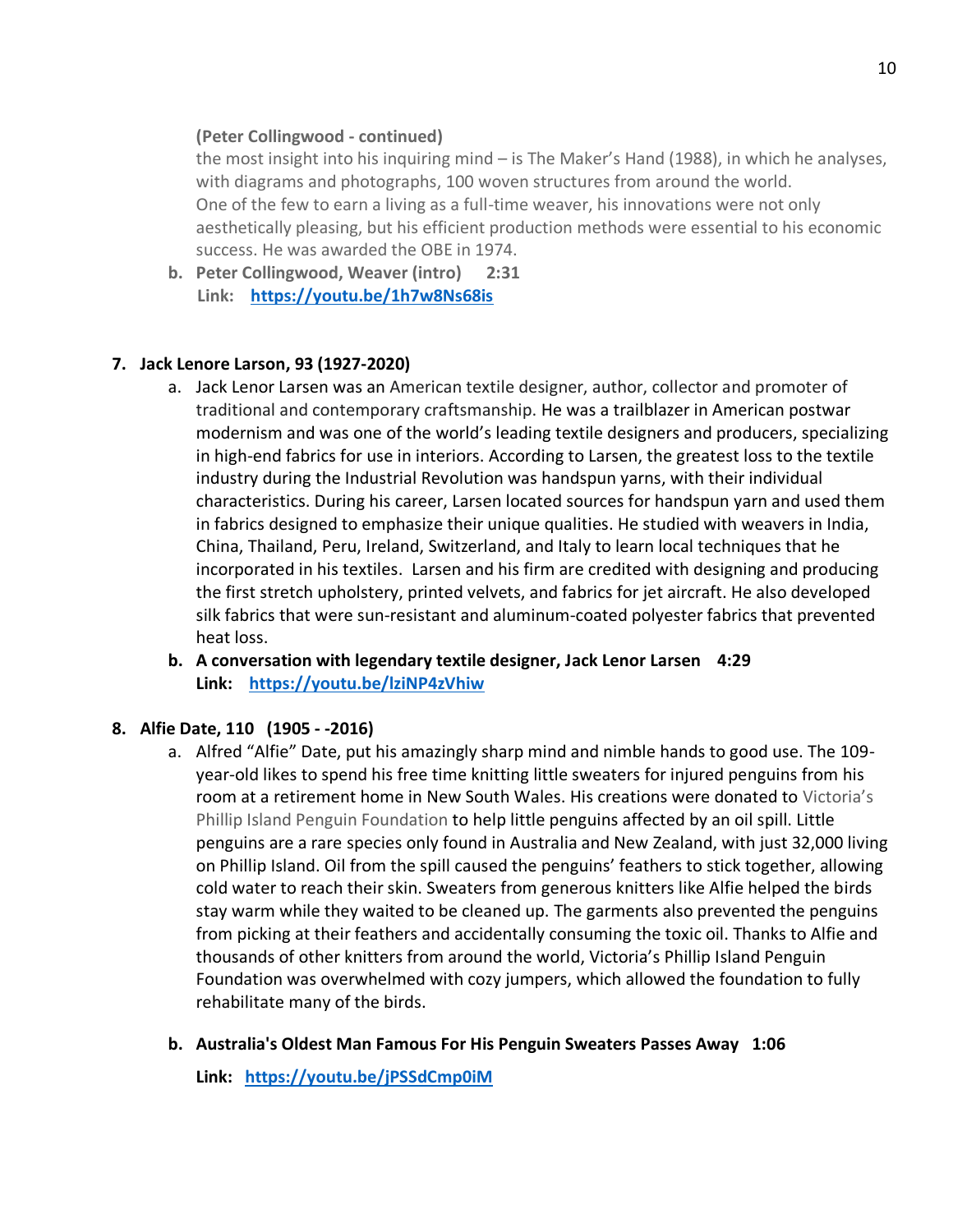**(Peter Collingwood - continued)**
the most insight into his inquiring mind – is The Maker's Hand (1988), in which he analyses, with diagrams and photographs, 100 woven structures from around the world.
One of the few to earn a living as a full-time weaver, his innovations were not only aesthetically pleasing, but his efficient production methods were essential to his economic success. He was awarded the OBE in 1974.

b. **Peter Collingwood, Weaver (intro)     2:31**
   **Link: [https://youtu.be/1h7w8Ns68is](https://youtu.be/1h7w8Ns68is)**

7. **Jack Lenore Larson, 93 (1927-2020)**
   a. Jack Lenor Larsen was an American textile designer, author, collector and promoter of traditional and contemporary craftsmanship. He was a trailblazer in American postwar modernism and was one of the world's leading textile designers and producers, specializing in high-end fabrics for use in interiors. According to Larsen, the greatest loss to the textile industry during the Industrial Revolution was handspun yarns, with their individual characteristics. During his career, Larsen located sources for handspun yarn and used them in fabrics designed to emphasize their unique qualities. He studied with weavers in India, China, Thailand, Peru, Ireland, Switzerland, and Italy to learn local techniques that he incorporated in his textiles. Larsen and his firm are credited with designing and producing the first stretch upholstery, printed velvets, and fabrics for jet aircraft. He also developed silk fabrics that were sun-resistant and aluminum-coated polyester fabrics that prevented heat loss.
   b. **A conversation with legendary textile designer, Jack Lenor Larsen    4:29**
      **Link: [https://youtu.be/lziNP4zVhiw](https://youtu.be/lziNP4zVhiw)**

8. **Alfie Date, 110   (1905 - -2016)**
   a. Alfred "Alfie" Date, put his amazingly sharp mind and nimble hands to good use. The 109-year-old likes to spend his free time knitting little sweaters for injured penguins from his room at a retirement home in New South Wales. His creations were donated to Victoria's Phillip Island Penguin Foundation to help little penguins affected by an oil spill. Little penguins are a rare species only found in Australia and New Zealand, with just 32,000 living on Phillip Island. Oil from the spill caused the penguins' feathers to stick together, allowing cold water to reach their skin. Sweaters from generous knitters like Alfie helped the birds stay warm while they waited to be cleaned up. The garments also prevented the penguins from picking at their feathers and accidentally consuming the toxic oil. Thanks to Alfie and thousands of other knitters from around the world, Victoria's Phillip Island Penguin Foundation was overwhelmed with cozy jumpers, which allowed the foundation to fully rehabilitate many of the birds.
   b. **Australia's Oldest Man Famous For His Penguin Sweaters Passes Away   1:06**

      **Link: [https://youtu.be/jPSSdCmp0iM](https://youtu.be/jPSSdCmp0iM)**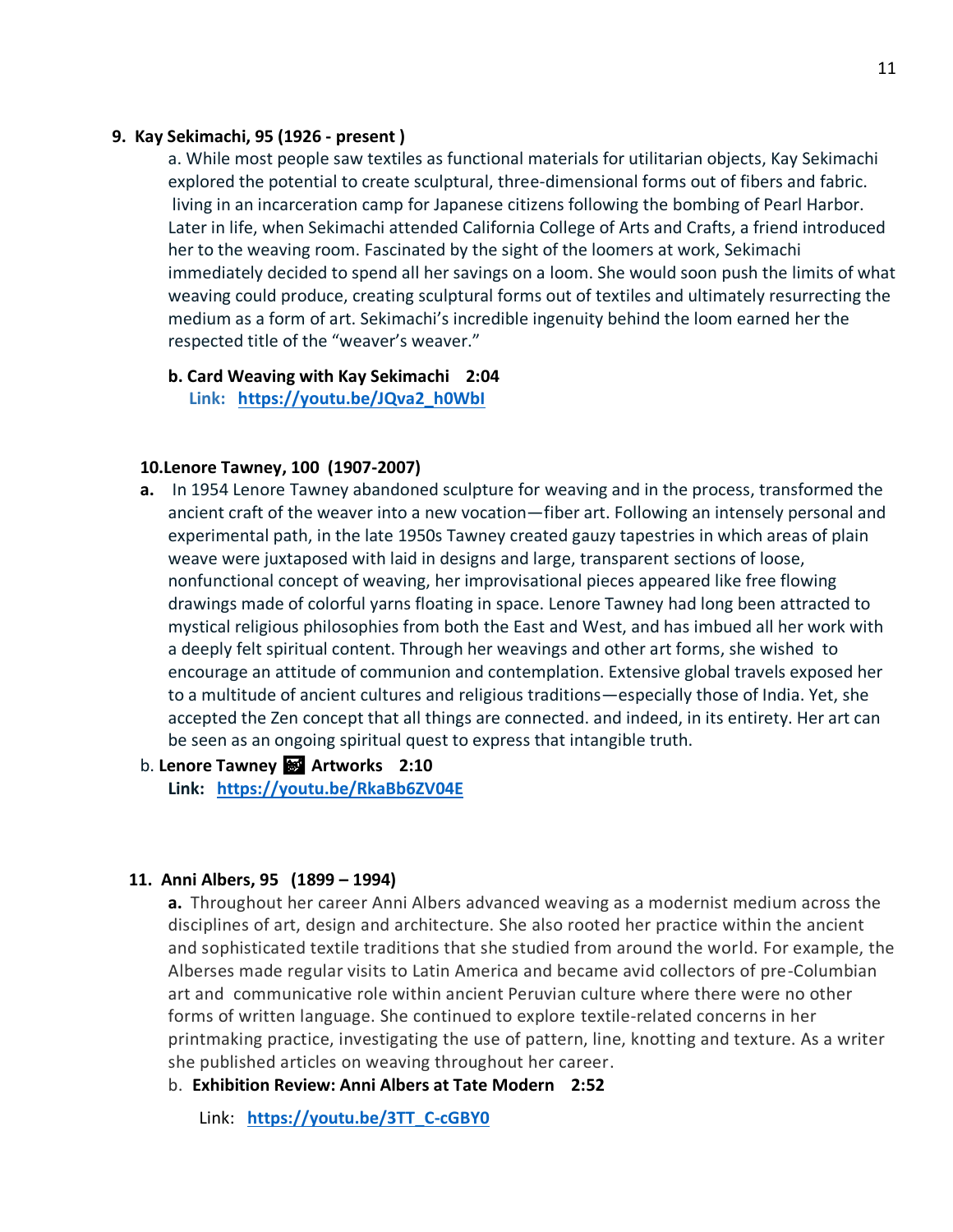**9. Kay Sekimachi, 95 (1926 - present )**

a. While most people saw textiles as functional materials for utilitarian objects, Kay Sekimachi explored the potential to create sculptural, three-dimensional forms out of fibers and fabric. living in an incarceration camp for Japanese citizens following the bombing of Pearl Harbor. Later in life, when Sekimachi attended California College of Arts and Crafts, a friend introduced her to the weaving room. Fascinated by the sight of the loomers at work, Sekimachi immediately decided to spend all her savings on a loom. She would soon push the limits of what weaving could produce, creating sculptural forms out of textiles and ultimately resurrecting the medium as a form of art. Sekimachi's incredible ingenuity behind the loom earned her the respected title of the "weaver's weaver."

**b. Card Weaving with Kay Sekimachi 2:04**
**Link: https://youtu.be/JQva2_h0WbI**

**10.Lenore Tawney, 100 (1907-2007)**

**a.** In 1954 Lenore Tawney abandoned sculpture for weaving and in the process, transformed the ancient craft of the weaver into a new vocation—fiber art. Following an intensely personal and experimental path, in the late 1950s Tawney created gauzy tapestries in which areas of plain weave were juxtaposed with laid in designs and large, transparent sections of loose, nonfunctional concept of weaving, her improvisational pieces appeared like free flowing drawings made of colorful yarns floating in space. Lenore Tawney had long been attracted to mystical religious philosophies from both the East and West, and has imbued all her work with a deeply felt spiritual content. Through her weavings and other art forms, she wished to encourage an attitude of communion and contemplation. Extensive global travels exposed her to a multitude of ancient cultures and religious traditions—especially those of India. Yet, she accepted the Zen concept that all things are connected. and indeed, in its entirety. Her art can be seen as an ongoing spiritual quest to express that intangible truth.

b. **Lenore Tawney 🎨 Artworks 2:10**
**Link: https://youtu.be/RkaBb6ZV04E**

**11. Anni Albers, 95 (1899 – 1994)**

**a.** Throughout her career Anni Albers advanced weaving as a modernist medium across the disciplines of art, design and architecture. She also rooted her practice within the ancient and sophisticated textile traditions that she studied from around the world. For example, the Alberses made regular visits to Latin America and became avid collectors of pre-Columbian art and communicative role within ancient Peruvian culture where there were no other forms of written language. She continued to explore textile-related concerns in her printmaking practice, investigating the use of pattern, line, knotting and texture. As a writer she published articles on weaving throughout her career.

b. **Exhibition Review: Anni Albers at Tate Modern 2:52**

Link: **https://youtu.be/3TT_C-cGBY0**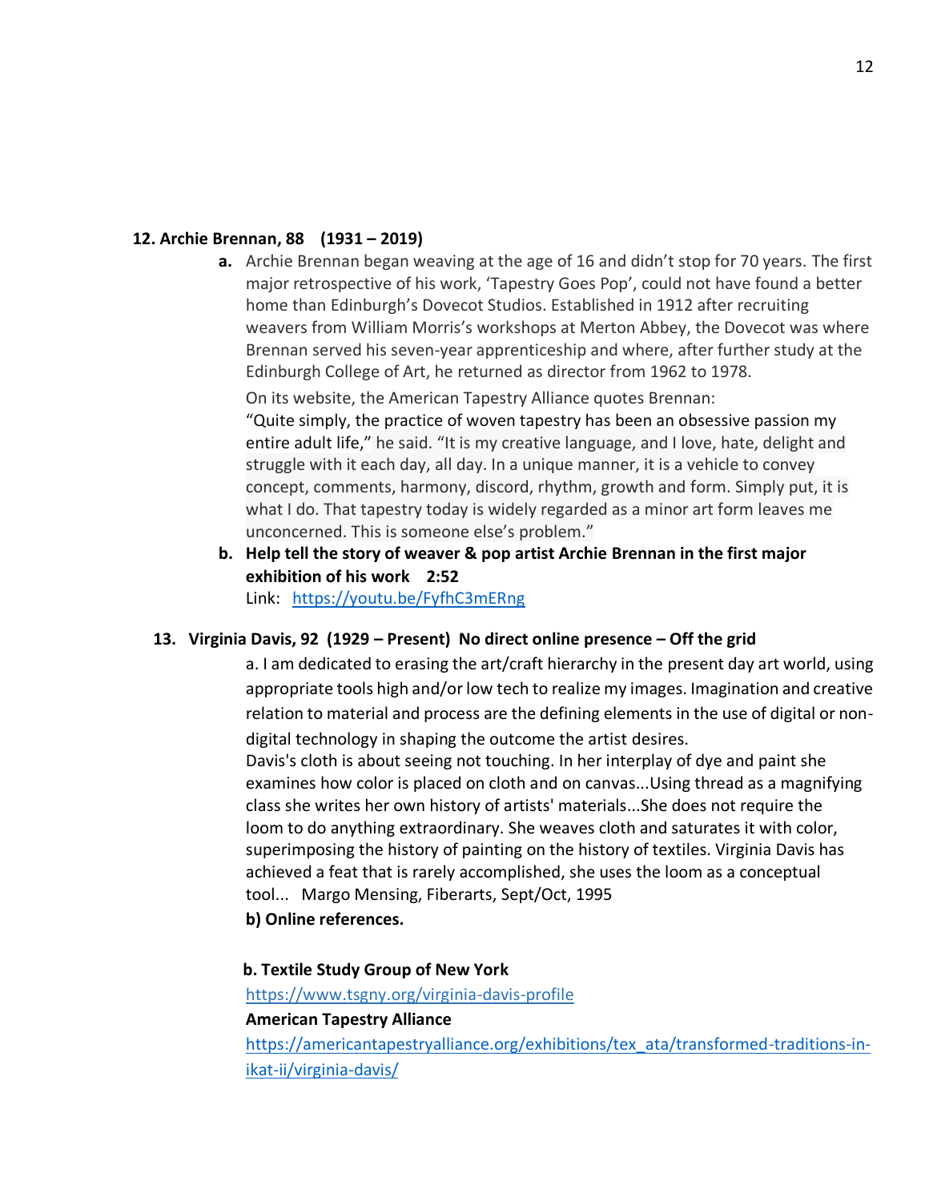**12. Archie Brennan, 88 (1931 – 2019)**

a. Archie Brennan began weaving at the age of 16 and didn't stop for 70 years. The first major retrospective of his work, 'Tapestry Goes Pop', could not have found a better home than Edinburgh's Dovecot Studios. Established in 1912 after recruiting weavers from William Morris's workshops at Merton Abbey, the Dovecot was where Brennan served his seven-year apprenticeship and where, after further study at the Edinburgh College of Art, he returned as director from 1962 to 1978.

On its website, the American Tapestry Alliance quotes Brennan:
"Quite simply, the practice of woven tapestry has been an obsessive passion my entire adult life," he said. "It is my creative language, and I love, hate, delight and struggle with it each day, all day. In a unique manner, it is a vehicle to convey concept, comments, harmony, discord, rhythm, growth and form. Simply put, it is what I do. That tapestry today is widely regarded as a minor art form leaves me unconcerned. This is someone else's problem."

b. **Help tell the story of weaver & pop artist Archie Brennan in the first major exhibition of his work 2:52**
Link: https://youtu.be/FyfhC3mERng

**13. Virginia Davis, 92 (1929 – Present) No direct online presence – Off the grid**

a. I am dedicated to erasing the art/craft hierarchy in the present day art world, using appropriate tools high and/or low tech to realize my images. Imagination and creative relation to material and process are the defining elements in the use of digital or non-digital technology in shaping the outcome the artist desires.
Davis's cloth is about seeing not touching. In her interplay of dye and paint she examines how color is placed on cloth and on canvas...Using thread as a magnifying class she writes her own history of artists' materials...She does not require the loom to do anything extraordinary. She weaves cloth and saturates it with color, superimposing the history of painting on the history of textiles. Virginia Davis has achieved a feat that is rarely accomplished, she uses the loom as a conceptual tool... Margo Mensing, Fiberarts, Sept/Oct, 1995

**b) Online references.**

**b. Textile Study Group of New York**
https://www.tsgny.org/virginia-davis-profile

**American Tapestry Alliance**
https://americantapestryalliance.org/exhibitions/tex_ata/transformed-traditions-in-ikat-ii/virginia-davis/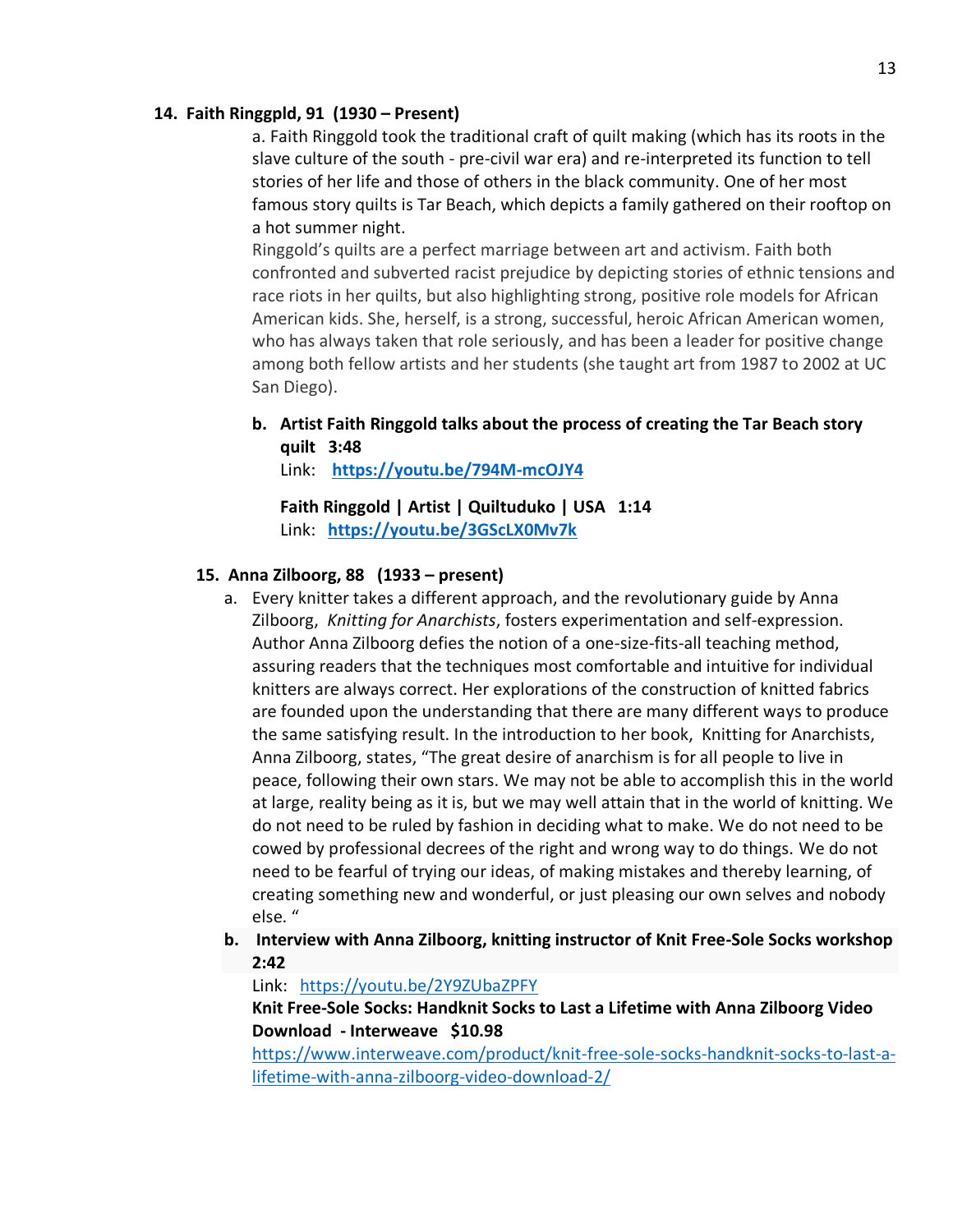**14. Faith Ringgpld, 91 (1930 – Present)**

a. Faith Ringgold took the traditional craft of quilt making (which has its roots in the slave culture of the south - pre-civil war era) and re-interpreted its function to tell stories of her life and those of others in the black community. One of her most famous story quilts is Tar Beach, which depicts a family gathered on their rooftop on a hot summer night.

Ringgold's quilts are a perfect marriage between art and activism. Faith both confronted and subverted racist prejudice by depicting stories of ethnic tensions and race riots in her quilts, but also highlighting strong, positive role models for African American kids. She, herself, is a strong, successful, heroic African American women, who has always taken that role seriously, and has been a leader for positive change among both fellow artists and her students (she taught art from 1987 to 2002 at UC San Diego).

**b. Artist Faith Ringgold talks about the process of creating the Tar Beach story quilt 3:48**

Link: **https://youtu.be/794M-mcOJY4**

**Faith Ringgold | Artist | Quiltuduko | USA 1:14**

Link: **https://youtu.be/3GScLX0Mv7k**

**15. Anna Zilboorg, 88 (1933 – present)**

a. Every knitter takes a different approach, and the revolutionary guide by Anna Zilboorg, *Knitting for Anarchists*, fosters experimentation and self-expression. Author Anna Zilboorg defies the notion of a one-size-fits-all teaching method, assuring readers that the techniques most comfortable and intuitive for individual knitters are always correct. Her explorations of the construction of knitted fabrics are founded upon the understanding that there are many different ways to produce the same satisfying result. In the introduction to her book, Knitting for Anarchists, Anna Zilboorg, states, "The great desire of anarchism is for all people to live in peace, following their own stars. We may not be able to accomplish this in the world at large, reality being as it is, but we may well attain that in the world of knitting. We do not need to be ruled by fashion in deciding what to make. We do not need to be cowed by professional decrees of the right and wrong way to do things. We do not need to be fearful of trying our ideas, of making mistakes and thereby learning, of creating something new and wonderful, or just pleasing our own selves and nobody else. "

**b. Interview with Anna Zilboorg, knitting instructor of Knit Free-Sole Socks workshop 2:42**

Link: https://youtu.be/2Y9ZUbaZPFY

**Knit Free-Sole Socks: Handknit Socks to Last a Lifetime with Anna Zilboorg Video Download - Interweave $10.98**

https://www.interweave.com/product/knit-free-sole-socks-handknit-socks-to-last-a-lifetime-with-anna-zilboorg-video-download-2/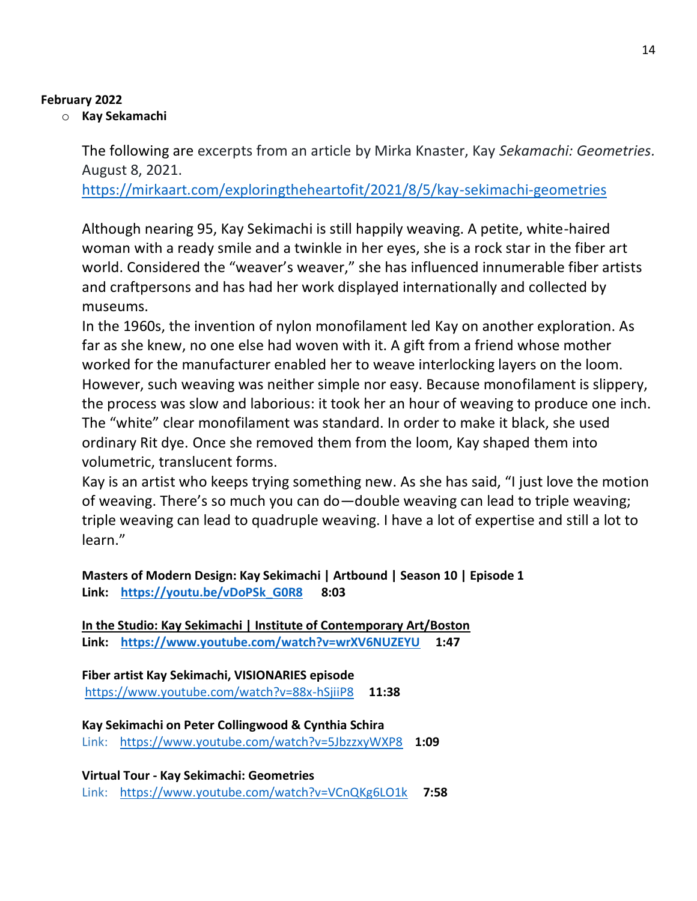**February 2022**

- **Kay Sekamachi**

The following are excerpts from an article by Mirka Knaster, Kay *Sekamachi: Geometries.* August 8, 2021.
https://mirkaart.com/exploringtheheartofit/2021/8/5/kay-sekimachi-geometries

Although nearing 95, Kay Sekimachi is still happily weaving. A petite, white-haired woman with a ready smile and a twinkle in her eyes, she is a rock star in the fiber art world. Considered the "weaver's weaver," she has influenced innumerable fiber artists and craftspersons and has had her work displayed internationally and collected by museums.

In the 1960s, the invention of nylon monofilament led Kay on another exploration. As far as she knew, no one else had woven with it. A gift from a friend whose mother worked for the manufacturer enabled her to weave interlocking layers on the loom. However, such weaving was neither simple nor easy. Because monofilament is slippery, the process was slow and laborious: it took her an hour of weaving to produce one inch. The "white" clear monofilament was standard. In order to make it black, she used ordinary Rit dye. Once she removed them from the loom, Kay shaped them into volumetric, translucent forms.

Kay is an artist who keeps trying something new. As she has said, "I just love the motion of weaving. There's so much you can do—double weaving can lead to triple weaving; triple weaving can lead to quadruple weaving. I have a lot of expertise and still a lot to learn."

**Masters of Modern Design: Kay Sekimachi | Artbound | Season 10 | Episode 1**
**Link: https://youtu.be/vDoPSk_G0R8 8:03**

**In the Studio: Kay Sekimachi | Institute of Contemporary Art/Boston**
**Link: https://www.youtube.com/watch?v=wrXV6NUZEYU 1:47**

**Fiber artist Kay Sekimachi, VISIONARIES episode**
https://www.youtube.com/watch?v=88x-hSjiiP8 **11:38**

**Kay Sekimachi on Peter Collingwood & Cynthia Schira**
Link: https://www.youtube.com/watch?v=5JbzzxyWXP8 **1:09**

**Virtual Tour - Kay Sekimachi: Geometries**
Link: https://www.youtube.com/watch?v=VCnQKg6LO1k **7:58**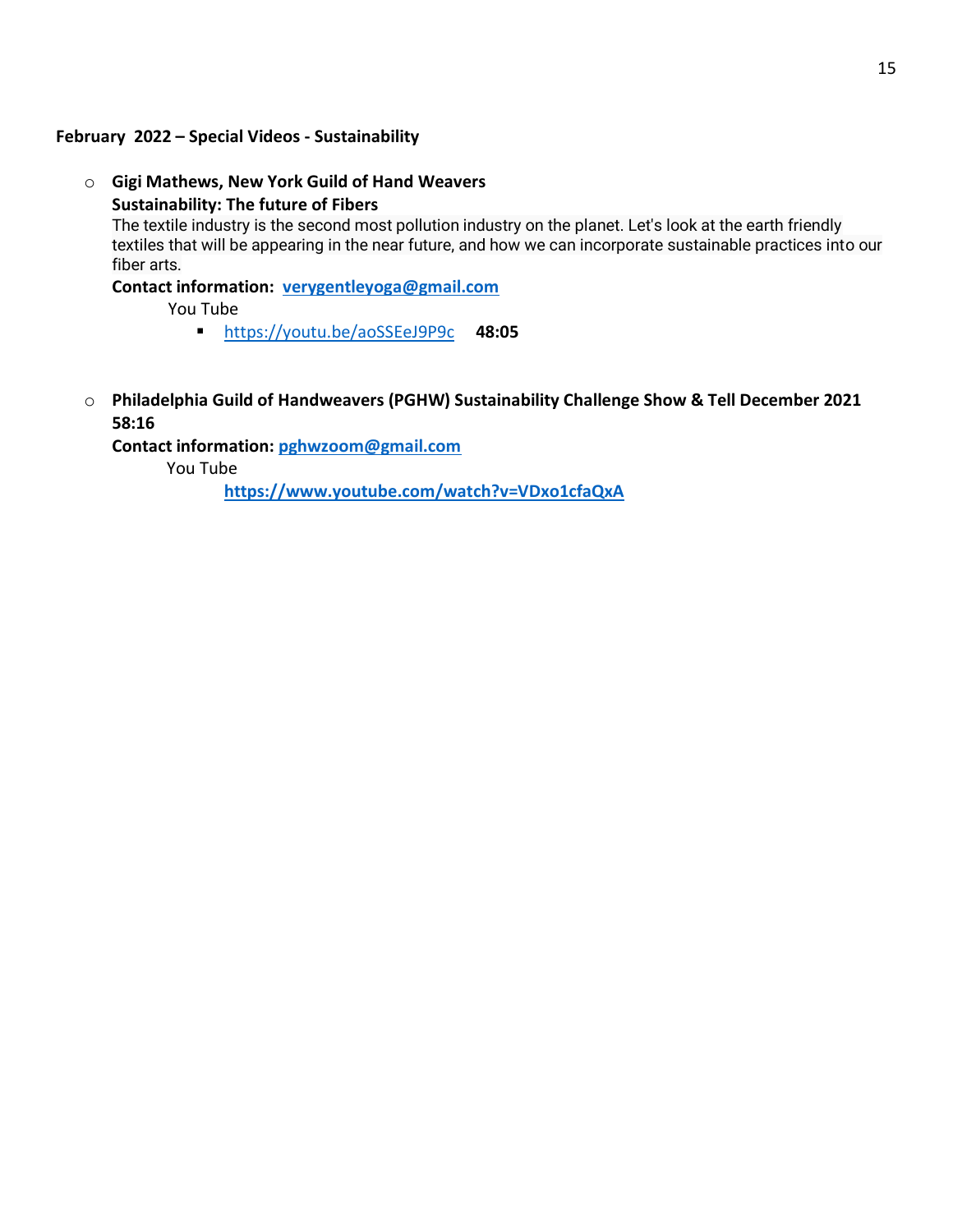**February 2022 – Special Videos - Sustainability**

- **Gigi Mathews, New York Guild of Hand Weavers**
  **Sustainability: The future of Fibers**
  The textile industry is the second most pollution industry on the planet. Let's look at the earth friendly textiles that will be appearing in the near future, and how we can incorporate sustainable practices into our fiber arts.
  **Contact information: verygentleyoga@gmail.com**
  You Tube
    - https://youtu.be/aoSSEeJ9P9c **48:05**

- **Philadelphia Guild of Handweavers (PGHW) Sustainability Challenge Show & Tell December 2021 58:16**
  **Contact information: pghwzoom@gmail.com**
  You Tube
  **https://www.youtube.com/watch?v=VDxo1cfaQxA**